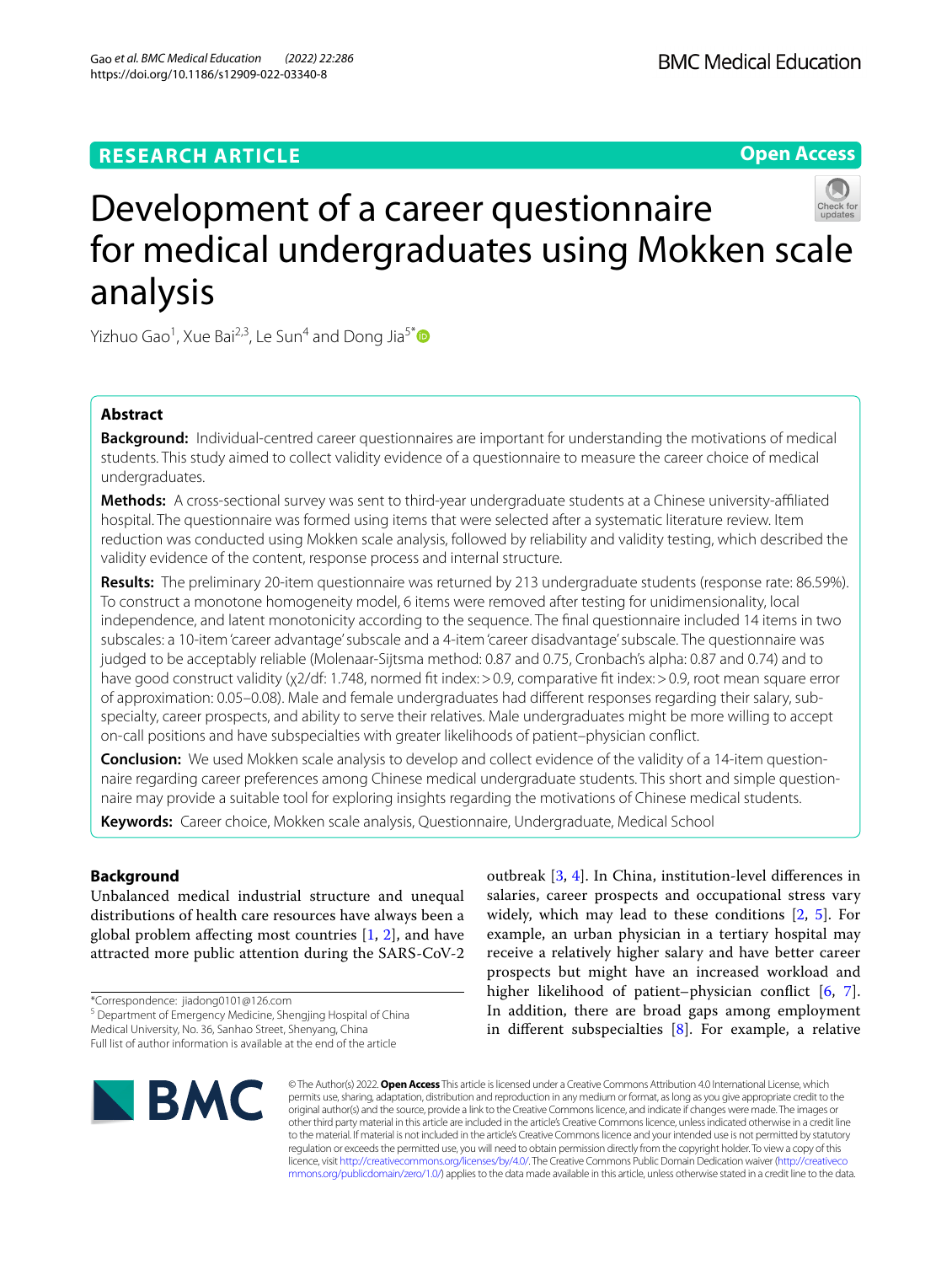RESEARCH ARTICLE

Open Access

# Development of a career questionnaire for medical undergraduates using Mokken scale analysis

Yizhuo Gao[1], Xue Bai[2,3], Le Sun[4] and Dong Jia[5*]

## Abstract

**Background:** Individual-centred career questionnaires are important for understanding the motivations of medical students. This study aimed to collect validity evidence of a questionnaire to measure the career choice of medical undergraduates.

**Methods:** A cross-sectional survey was sent to third-year undergraduate students at a Chinese university-affiliated hospital. The questionnaire was formed using items that were selected after a systematic literature review. Item reduction was conducted using Mokken scale analysis, followed by reliability and validity testing, which described the validity evidence of the content, response process and internal structure.

**Results:** The preliminary 20-item questionnaire was returned by 213 undergraduate students (response rate: 86.59%). To construct a monotone homogeneity model, 6 items were removed after testing for unidimensionality, local independence, and latent monotonicity according to the sequence. The final questionnaire included 14 items in two subscales: a 10-item 'career advantage' subscale and a 4-item 'career disadvantage' subscale. The questionnaire was judged to be acceptably reliable (Molenaar-Sijtsma method: 0.87 and 0.75, Cronbach's alpha: 0.87 and 0.74) and to have good construct validity ($\chi 2/df$: 1.748, normed fit index: >0.9, comparative fit index: >0.9, root mean square error of approximation: 0.05–0.08). Male and female undergraduates had different responses regarding their salary, subspecialty, career prospects, and ability to serve their relatives. Male undergraduates might be more willing to accept on-call positions and have subspecialties with greater likelihoods of patient–physician conflict.

**Conclusion:** We used Mokken scale analysis to develop and collect evidence of the validity of a 14-item questionnaire regarding career preferences among Chinese medical undergraduate students. This short and simple questionnaire may provide a suitable tool for exploring insights regarding the motivations of Chinese medical students.

**Keywords:** Career choice, Mokken scale analysis, Questionnaire, Undergraduate, Medical School

## Background

Unbalanced medical industrial structure and unequal distributions of health care resources have always been a global problem affecting most countries [1, 2], and have attracted more public attention during the SARS-CoV-2 outbreak [3, 4]. In China, institution-level differences in salaries, career prospects and occupational stress vary widely, which may lead to these conditions [2, 5]. For example, an urban physician in a tertiary hospital may receive a relatively higher salary and have better career prospects but might have an increased workload and higher likelihood of patient–physician conflict [6, 7]. In addition, there are broad gaps among employment in different subspecialties [8]. For example, a relative

*Correspondence: jiadong0101@126.com
[5] Department of Emergency Medicine, Shengjing Hospital of China Medical University, No. 36, Sanhao Street, Shenyang, China
Full list of author information is available at the end of the article

© The Author(s) 2022. **Open Access** This article is licensed under a Creative Commons Attribution 4.0 International License, which permits use, sharing, adaptation, distribution and reproduction in any medium or format, as long as you give appropriate credit to the original author(s) and the source, provide a link to the Creative Commons licence, and indicate if changes were made. The images or other third party material in this article are included in the article's Creative Commons licence, unless indicated otherwise in a credit line to the material. If material is not included in the article's Creative Commons licence and your intended use is not permitted by statutory regulation or exceeds the permitted use, you will need to obtain permission directly from the copyright holder. To view a copy of this licence, visit http://creativecommons.org/licenses/by/4.0/. The Creative Commons Public Domain Dedication waiver (http://creativecommons.org/publicdomain/zero/1.0/) applies to the data made available in this article, unless otherwise stated in a credit line to the data.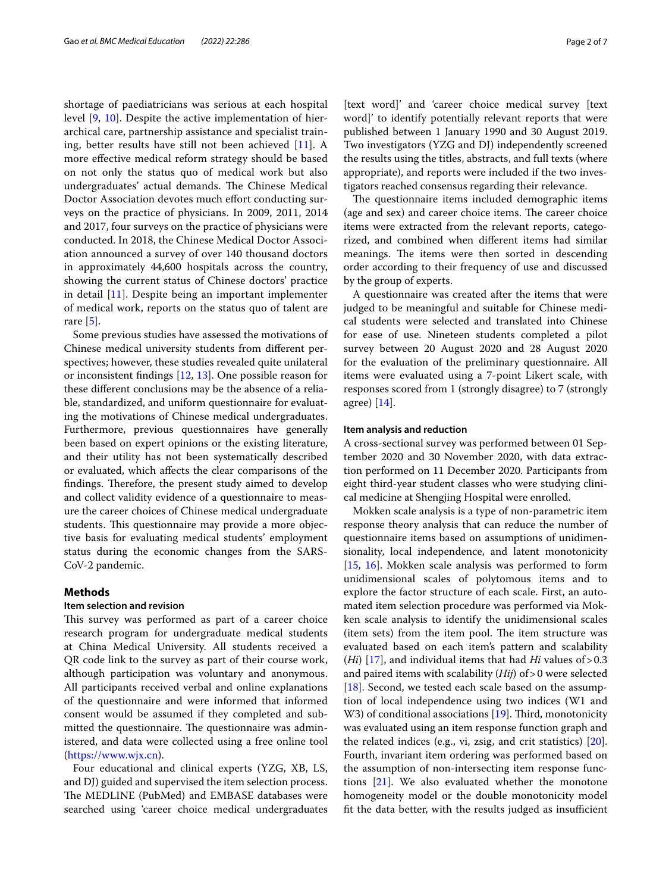shortage of paediatricians was serious at each hospital level [9, 10]. Despite the active implementation of hierarchical care, partnership assistance and specialist training, better results have still not been achieved [11]. A more effective medical reform strategy should be based on not only the status quo of medical work but also undergraduates' actual demands. The Chinese Medical Doctor Association devotes much effort conducting surveys on the practice of physicians. In 2009, 2011, 2014 and 2017, four surveys on the practice of physicians were conducted. In 2018, the Chinese Medical Doctor Association announced a survey of over 140 thousand doctors in approximately 44,600 hospitals across the country, showing the current status of Chinese doctors' practice in detail [11]. Despite being an important implementer of medical work, reports on the status quo of talent are rare [5].

Some previous studies have assessed the motivations of Chinese medical university students from different perspectives; however, these studies revealed quite unilateral or inconsistent findings [12, 13]. One possible reason for these different conclusions may be the absence of a reliable, standardized, and uniform questionnaire for evaluating the motivations of Chinese medical undergraduates. Furthermore, previous questionnaires have generally been based on expert opinions or the existing literature, and their utility has not been systematically described or evaluated, which affects the clear comparisons of the findings. Therefore, the present study aimed to develop and collect validity evidence of a questionnaire to measure the career choices of Chinese medical undergraduate students. This questionnaire may provide a more objective basis for evaluating medical students' employment status during the economic changes from the SARS-CoV-2 pandemic.

## Methods

### Item selection and revision

This survey was performed as part of a career choice research program for undergraduate medical students at China Medical University. All students received a QR code link to the survey as part of their course work, although participation was voluntary and anonymous. All participants received verbal and online explanations of the questionnaire and were informed that informed consent would be assumed if they completed and submitted the questionnaire. The questionnaire was administered, and data were collected using a free online tool (https://www.wjx.cn).

Four educational and clinical experts (YZG, XB, LS, and DJ) guided and supervised the item selection process. The MEDLINE (PubMed) and EMBASE databases were searched using 'career choice medical undergraduates [text word]' and 'career choice medical survey [text word]' to identify potentially relevant reports that were published between 1 January 1990 and 30 August 2019. Two investigators (YZG and DJ) independently screened the results using the titles, abstracts, and full texts (where appropriate), and reports were included if the two investigators reached consensus regarding their relevance.

The questionnaire items included demographic items (age and sex) and career choice items. The career choice items were extracted from the relevant reports, categorized, and combined when different items had similar meanings. The items were then sorted in descending order according to their frequency of use and discussed by the group of experts.

A questionnaire was created after the items that were judged to be meaningful and suitable for Chinese medical students were selected and translated into Chinese for ease of use. Nineteen students completed a pilot survey between 20 August 2020 and 28 August 2020 for the evaluation of the preliminary questionnaire. All items were evaluated using a 7-point Likert scale, with responses scored from 1 (strongly disagree) to 7 (strongly agree) [14].

### Item analysis and reduction

A cross-sectional survey was performed between 01 September 2020 and 30 November 2020, with data extraction performed on 11 December 2020. Participants from eight third-year student classes who were studying clinical medicine at Shengjing Hospital were enrolled.

Mokken scale analysis is a type of non-parametric item response theory analysis that can reduce the number of questionnaire items based on assumptions of unidimensionality, local independence, and latent monotonicity [15, 16]. Mokken scale analysis was performed to form unidimensional scales of polytomous items and to explore the factor structure of each scale. First, an automated item selection procedure was performed via Mokken scale analysis to identify the unidimensional scales (item sets) from the item pool. The item structure was evaluated based on each item's pattern and scalability ($H_i$) [17], and individual items that had $H_i$ values of $>0.3$ and paired items with scalability ($H_{ij}$) of $>0$ were selected [18]. Second, we tested each scale based on the assumption of local independence using two indices (W1 and W3) of conditional associations [19]. Third, monotonicity was evaluated using an item response function graph and the related indices (e.g., vi, zsig, and crit statistics) [20]. Fourth, invariant item ordering was performed based on the assumption of non-intersecting item response functions [21]. We also evaluated whether the monotone homogeneity model or the double monotonicity model fit the data better, with the results judged as insufficient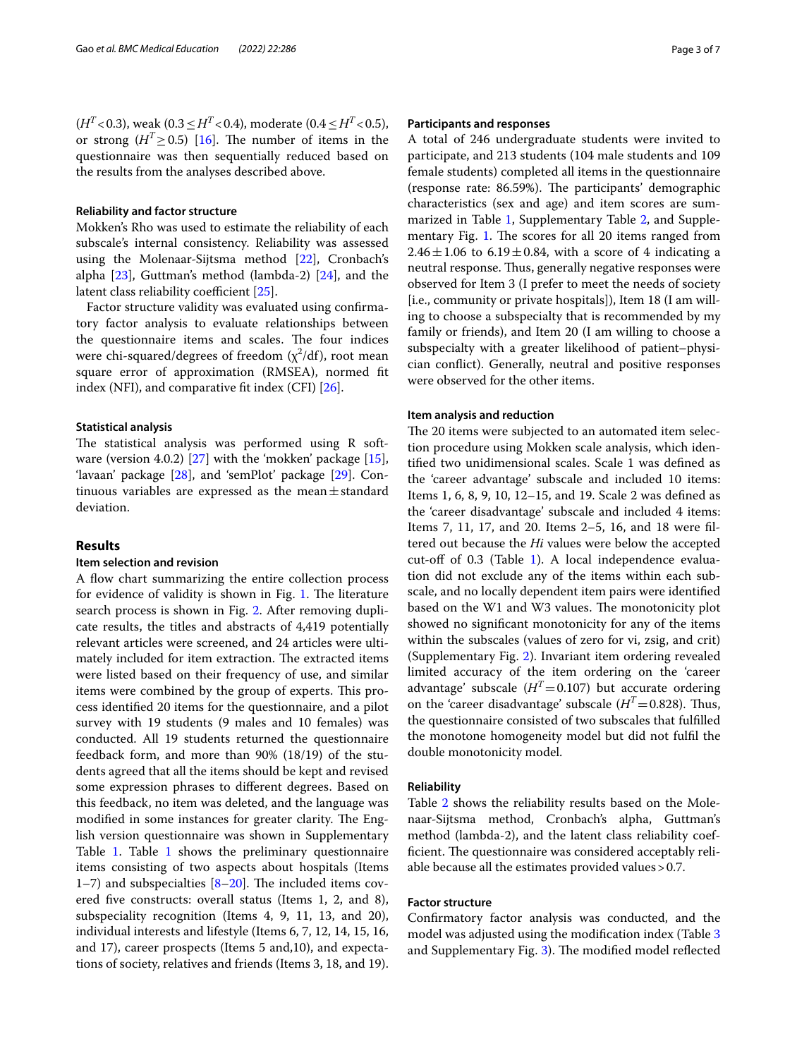($H^T < 0.3$), weak ($0.3 \le H^T < 0.4$), moderate ($0.4 \le H^T < 0.5$), or strong ($H^T \ge 0.5$) [16]. The number of items in the questionnaire was then sequentially reduced based on the results from the analyses described above.

### Reliability and factor structure

Mokken's Rho was used to estimate the reliability of each subscale's internal consistency. Reliability was assessed using the Molenaar-Sijtsma method [22], Cronbach's alpha [23], Guttman's method (lambda-2) [24], and the latent class reliability coefficient [25].

Factor structure validity was evaluated using confirmatory factor analysis to evaluate relationships between the questionnaire items and scales. The four indices were chi-squared/degrees of freedom ($\chi^2$/df), root mean square error of approximation (RMSEA), normed fit index (NFI), and comparative fit index (CFI) [26].

### Statistical analysis

The statistical analysis was performed using R software (version 4.0.2) [27] with the 'mokken' package [15], 'lavaan' package [28], and 'semPlot' package [29]. Continuous variables are expressed as the mean ± standard deviation.

## Results

### Item selection and revision

A flow chart summarizing the entire collection process for evidence of validity is shown in Fig. 1. The literature search process is shown in Fig. 2. After removing duplicate results, the titles and abstracts of 4,419 potentially relevant articles were screened, and 24 articles were ultimately included for item extraction. The extracted items were listed based on their frequency of use, and similar items were combined by the group of experts. This process identified 20 items for the questionnaire, and a pilot survey with 19 students (9 males and 10 females) was conducted. All 19 students returned the questionnaire feedback form, and more than 90% (18/19) of the students agreed that all the items should be kept and revised some expression phrases to different degrees. Based on this feedback, no item was deleted, and the language was modified in some instances for greater clarity. The English version questionnaire was shown in Supplementary Table 1. Table 1 shows the preliminary questionnaire items consisting of two aspects about hospitals (Items 1–7) and subspecialties [8–20]. The included items covered five constructs: overall status (Items 1, 2, and 8), subspeciality recognition (Items 4, 9, 11, 13, and 20), individual interests and lifestyle (Items 6, 7, 12, 14, 15, 16, and 17), career prospects (Items 5 and,10), and expectations of society, relatives and friends (Items 3, 18, and 19).

### Participants and responses

A total of 246 undergraduate students were invited to participate, and 213 students (104 male students and 109 female students) completed all items in the questionnaire (response rate: 86.59%). The participants' demographic characteristics (sex and age) and item scores are summarized in Table 1, Supplementary Table 2, and Supplementary Fig. 1. The scores for all 20 items ranged from 2.46 ± 1.06 to 6.19 ± 0.84, with a score of 4 indicating a neutral response. Thus, generally negative responses were observed for Item 3 (I prefer to meet the needs of society [i.e., community or private hospitals]), Item 18 (I am willing to choose a subspecialty that is recommended by my family or friends), and Item 20 (I am willing to choose a subspecialty with a greater likelihood of patient–physician conflict). Generally, neutral and positive responses were observed for the other items.

### Item analysis and reduction

The 20 items were subjected to an automated item selection procedure using Mokken scale analysis, which identified two unidimensional scales. Scale 1 was defined as the 'career advantage' subscale and included 10 items: Items 1, 6, 8, 9, 10, 12–15, and 19. Scale 2 was defined as the 'career disadvantage' subscale and included 4 items: Items 7, 11, 17, and 20. Items 2–5, 16, and 18 were filtered out because the *Hi* values were below the accepted cut-off of 0.3 (Table 1). A local independence evaluation did not exclude any of the items within each subscale, and no locally dependent item pairs were identified based on the W1 and W3 values. The monotonicity plot showed no significant monotonicity for any of the items within the subscales (values of zero for vi, zsig, and crit) (Supplementary Fig. 2). Invariant item ordering revealed limited accuracy of the item ordering on the 'career advantage' subscale ($H^T = 0.107$) but accurate ordering on the 'career disadvantage' subscale ($H^T = 0.828$). Thus, the questionnaire consisted of two subscales that fulfilled the monotone homogeneity model but did not fulfil the double monotonicity model.

### Reliability

Table 2 shows the reliability results based on the Molenaar-Sijtsma method, Cronbach's alpha, Guttman's method (lambda-2), and the latent class reliability coefficient. The questionnaire was considered acceptably reliable because all the estimates provided values > 0.7.

### Factor structure

Confirmatory factor analysis was conducted, and the model was adjusted using the modification index (Table 3 and Supplementary Fig. 3). The modified model reflected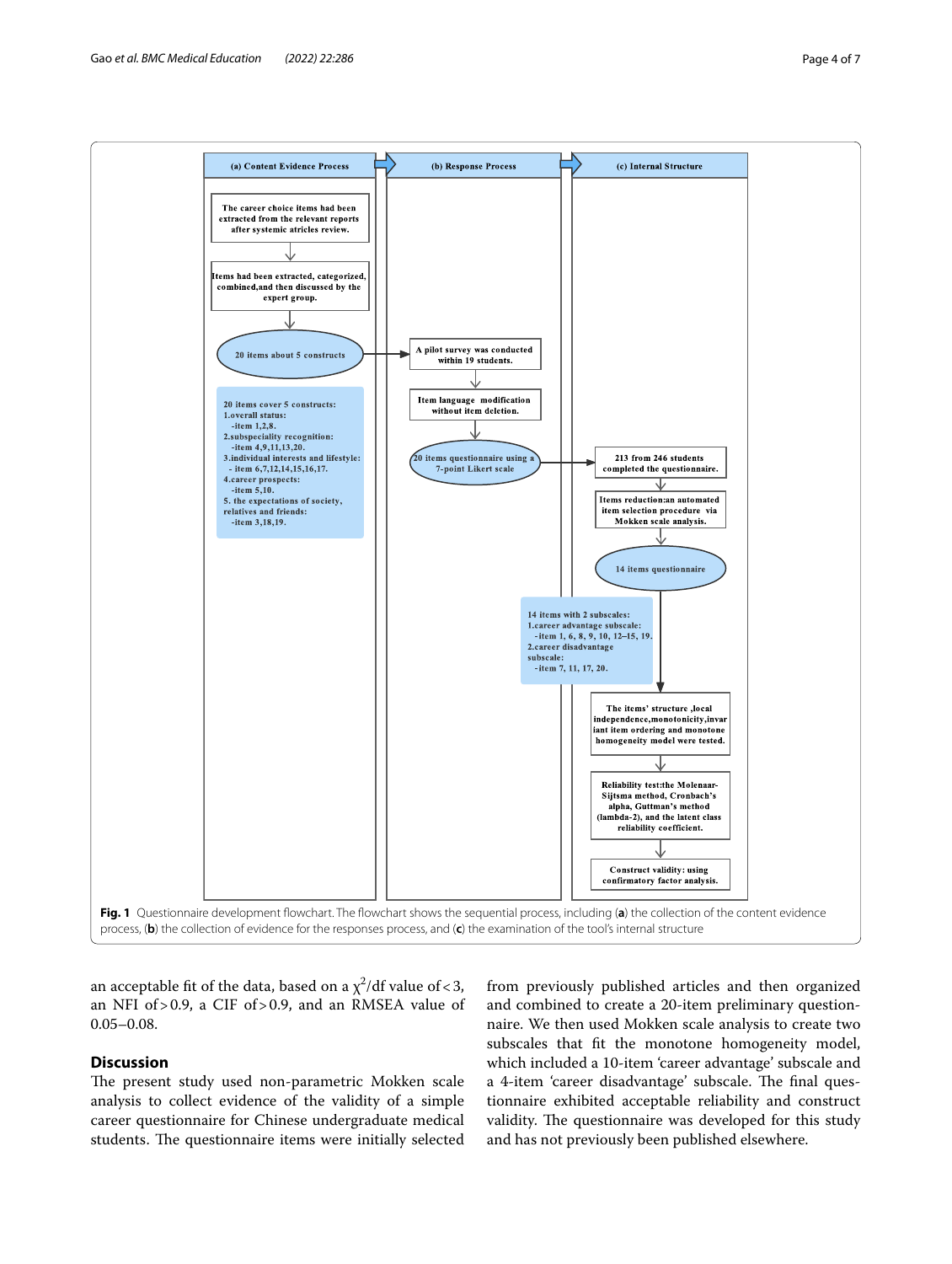**(a) Content Evidence Process**

The career choice items had been extracted from the relevant reports after systemic articles review.

Items had been extracted, categorized, combined, and then discussed by the expert group.

20 items about 5 constructs

20 items cover 5 constructs:
1. overall status:
 - item 1,2,8.
2. subspeciality recognition:
 - item 4,9,11,13,20.
3. individual interests and lifestyle:
 - item 6,7,12,14,15,16,17.
4. career prospects:
 - item 5,10.
5. the expectations of society, relatives and friends:
 - item 3,18,19.

**(b) Response Process**

A pilot survey was conducted within 19 students.

Item language modification without item deletion.

20 items questionnaire using a 7-point Likert scale

**(c) Internal Structure**

213 from 246 students completed the questionnaire.

Items reduction: an automated item selection procedure via Mokken scale analysis.

14 items questionnaire

14 items with 2 subscales:
1. career advantage subscale:
 - item 1, 6, 8, 9, 10, 12–15, 19.
2. career disadvantage subscale:
 - item 7, 11, 17, 20.

The items' structure, local independence, monotonicity, invariant item ordering and monotone homogeneity model were tested.

Reliability test: the Molenaar-Sijtsma method, Cronbach's alpha, Guttman's method (lambda-2), and the latent class reliability coefficient.

Construct validity: using confirmatory factor analysis.

**Fig. 1** Questionnaire development flowchart. The flowchart shows the sequential process, including (**a**) the collection of the content evidence process, (**b**) the collection of evidence for the responses process, and (**c**) the examination of the tool's internal structure

an acceptable fit of the data, based on a $\chi^2$/df value of < 3, an NFI of > 0.9, a CIF of > 0.9, and an RMSEA value of 0.05–0.08.

## Discussion

The present study used non-parametric Mokken scale analysis to collect evidence of the validity of a simple career questionnaire for Chinese undergraduate medical students. The questionnaire items were initially selected from previously published articles and then organized and combined to create a 20-item preliminary questionnaire. We then used Mokken scale analysis to create two subscales that fit the monotone homogeneity model, which included a 10-item 'career advantage' subscale and a 4-item 'career disadvantage' subscale. The final questionnaire exhibited acceptable reliability and construct validity. The questionnaire was developed for this study and has not previously been published elsewhere.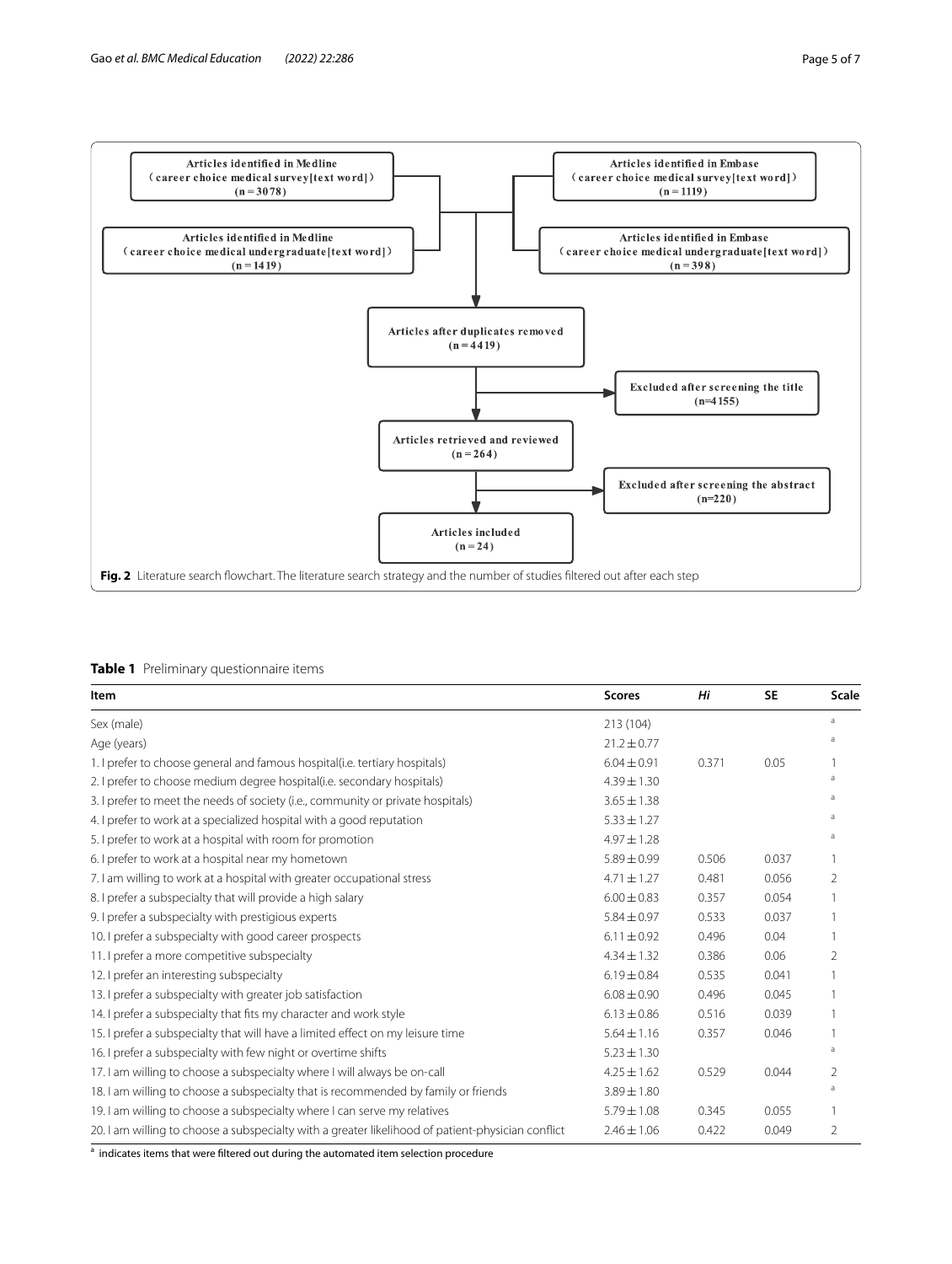Articles identified in Medline (career choice medical survey[text word]) (n = 3078)

Articles identified in Embase (career choice medical survey[text word]) (n = 1119)

Articles identified in Medline (career choice medical undergraduate[text word]) (n = 1419)

Articles identified in Embase (career choice medical undergraduate[text word]) (n = 398)

Articles after duplicates removed (n = 4419)

Excluded after screening the title (n=4155)

Articles retrieved and reviewed (n = 264)

Excluded after screening the abstract (n=220)

Articles included (n = 24)

**Fig. 2** Literature search flowchart. The literature search strategy and the number of studies filtered out after each step

**Table 1** Preliminary questionnaire items

| Item | Scores | *Hi* | SE | Scale |
|---|---|---|---|---|
| Sex (male) | 213 (104) | | | a |
| Age (years) | 21.2 ± 0.77 | | | a |
| 1. I prefer to choose general and famous hospital(i.e. tertiary hospitals) | 6.04 ± 0.91 | 0.371 | 0.05 | 1 |
| 2. I prefer to choose medium degree hospital(i.e. secondary hospitals) | 4.39 ± 1.30 | | | a |
| 3. I prefer to meet the needs of society (i.e., community or private hospitals) | 3.65 ± 1.38 | | | a |
| 4. I prefer to work at a specialized hospital with a good reputation | 5.33 ± 1.27 | | | a |
| 5. I prefer to work at a hospital with room for promotion | 4.97 ± 1.28 | | | a |
| 6. I prefer to work at a hospital near my hometown | 5.89 ± 0.99 | 0.506 | 0.037 | 1 |
| 7. I am willing to work at a hospital with greater occupational stress | 4.71 ± 1.27 | 0.481 | 0.056 | 2 |
| 8. I prefer a subspecialty that will provide a high salary | 6.00 ± 0.83 | 0.357 | 0.054 | 1 |
| 9. I prefer a subspecialty with prestigious experts | 5.84 ± 0.97 | 0.533 | 0.037 | 1 |
| 10. I prefer a subspecialty with good career prospects | 6.11 ± 0.92 | 0.496 | 0.04 | 1 |
| 11. I prefer a more competitive subspecialty | 4.34 ± 1.32 | 0.386 | 0.06 | 2 |
| 12. I prefer an interesting subspecialty | 6.19 ± 0.84 | 0.535 | 0.041 | 1 |
| 13. I prefer a subspecialty with greater job satisfaction | 6.08 ± 0.90 | 0.496 | 0.045 | 1 |
| 14. I prefer a subspecialty that fits my character and work style | 6.13 ± 0.86 | 0.516 | 0.039 | 1 |
| 15. I prefer a subspecialty that will have a limited effect on my leisure time | 5.64 ± 1.16 | 0.357 | 0.046 | 1 |
| 16. I prefer a subspecialty with few night or overtime shifts | 5.23 ± 1.30 | | | a |
| 17. I am willing to choose a subspecialty where I will always be on-call | 4.25 ± 1.62 | 0.529 | 0.044 | 2 |
| 18. I am willing to choose a subspecialty that is recommended by family or friends | 3.89 ± 1.80 | | | a |
| 19. I am willing to choose a subspecialty where I can serve my relatives | 5.79 ± 1.08 | 0.345 | 0.055 | 1 |
| 20. I am willing to choose a subspecialty with a greater likelihood of patient-physician conflict | 2.46 ± 1.06 | 0.422 | 0.049 | 2 |

[a] indicates items that were filtered out during the automated item selection procedure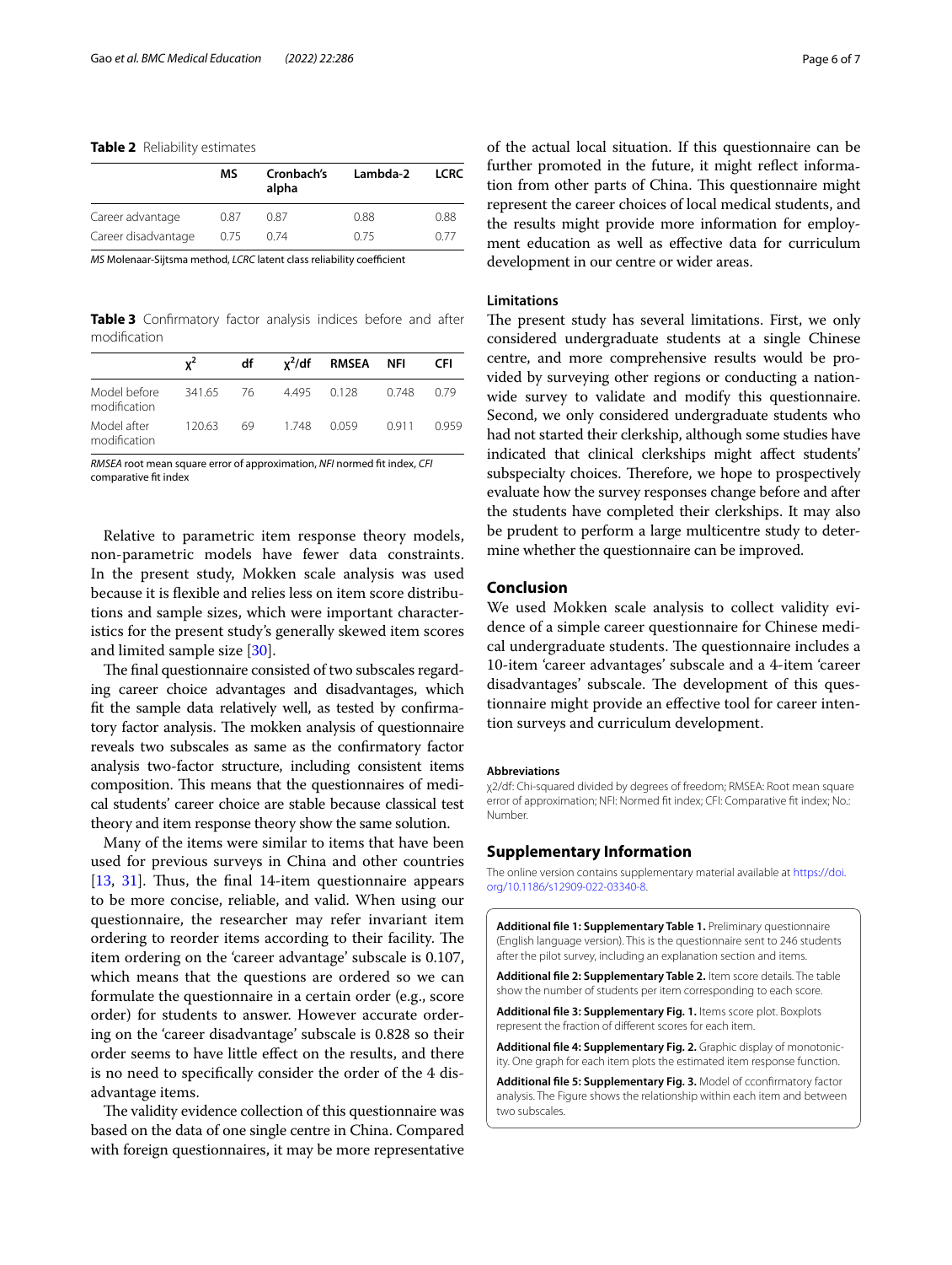**Table 2** Reliability estimates

| | MS | Cronbach's alpha | Lambda-2 | LCRC |
|---|---|---|---|---|
| Career advantage | 0.87 | 0.87 | 0.88 | 0.88 |
| Career disadvantage | 0.75 | 0.74 | 0.75 | 0.77 |

*MS* Molenaar-Sijtsma method, *LCRC* latent class reliability coefficient

**Table 3** Confirmatory factor analysis indices before and after modification

| | $\chi^2$ | df | $\chi^2$/df | RMSEA | NFI | CFI |
|---|---|---|---|---|---|---|
| Model before modification | 341.65 | 76 | 4.495 | 0.128 | 0.748 | 0.79 |
| Model after modification | 120.63 | 69 | 1.748 | 0.059 | 0.911 | 0.959 |

*RMSEA* root mean square error of approximation, *NFI* normed fit index, *CFI* comparative fit index

Relative to parametric item response theory models, non-parametric models have fewer data constraints. In the present study, Mokken scale analysis was used because it is flexible and relies less on item score distributions and sample sizes, which were important characteristics for the present study's generally skewed item scores and limited sample size [30].

The final questionnaire consisted of two subscales regarding career choice advantages and disadvantages, which fit the sample data relatively well, as tested by confirmatory factor analysis. The mokken analysis of questionnaire reveals two subscales as same as the confirmatory factor analysis two-factor structure, including consistent items composition. This means that the questionnaires of medical students' career choice are stable because classical test theory and item response theory show the same solution.

Many of the items were similar to items that have been used for previous surveys in China and other countries [13, 31]. Thus, the final 14-item questionnaire appears to be more concise, reliable, and valid. When using our questionnaire, the researcher may refer invariant item ordering to reorder items according to their facility. The item ordering on the 'career advantage' subscale is 0.107, which means that the questions are ordered so we can formulate the questionnaire in a certain order (e.g., score order) for students to answer. However accurate ordering on the 'career disadvantage' subscale is 0.828 so their order seems to have little effect on the results, and there is no need to specifically consider the order of the 4 disadvantage items.

The validity evidence collection of this questionnaire was based on the data of one single centre in China. Compared with foreign questionnaires, it may be more representative of the actual local situation. If this questionnaire can be further promoted in the future, it might reflect information from other parts of China. This questionnaire might represent the career choices of local medical students, and the results might provide more information for employment education as well as effective data for curriculum development in our centre or wider areas.

### Limitations

The present study has several limitations. First, we only considered undergraduate students at a single Chinese centre, and more comprehensive results would be provided by surveying other regions or conducting a nationwide survey to validate and modify this questionnaire. Second, we only considered undergraduate students who had not started their clerkship, although some studies have indicated that clinical clerkships might affect students' subspecialty choices. Therefore, we hope to prospectively evaluate how the survey responses change before and after the students have completed their clerkships. It may also be prudent to perform a large multicentre study to determine whether the questionnaire can be improved.

## Conclusion

We used Mokken scale analysis to collect validity evidence of a simple career questionnaire for Chinese medical undergraduate students. The questionnaire includes a 10-item 'career advantages' subscale and a 4-item 'career disadvantages' subscale. The development of this questionnaire might provide an effective tool for career intention surveys and curriculum development.

#### Abbreviations

χ2/df: Chi-squared divided by degrees of freedom; RMSEA: Root mean square error of approximation; NFI: Normed fit index; CFI: Comparative fit index; No.: Number.

## Supplementary Information

The online version contains supplementary material available at https://doi.org/10.1186/s12909-022-03340-8.

**Additional file 1: Supplementary Table 1.** Preliminary questionnaire (English language version). This is the questionnaire sent to 246 students after the pilot survey, including an explanation section and items.

**Additional file 2: Supplementary Table 2.** Item score details. The table show the number of students per item corresponding to each score.

**Additional file 3: Supplementary Fig. 1.** Items score plot. Boxplots represent the fraction of different scores for each item.

**Additional file 4: Supplementary Fig. 2.** Graphic display of monotonicity. One graph for each item plots the estimated item response function.

**Additional file 5: Supplementary Fig. 3.** Model of cconfirmatory factor analysis. The Figure shows the relationship within each item and between two subscales.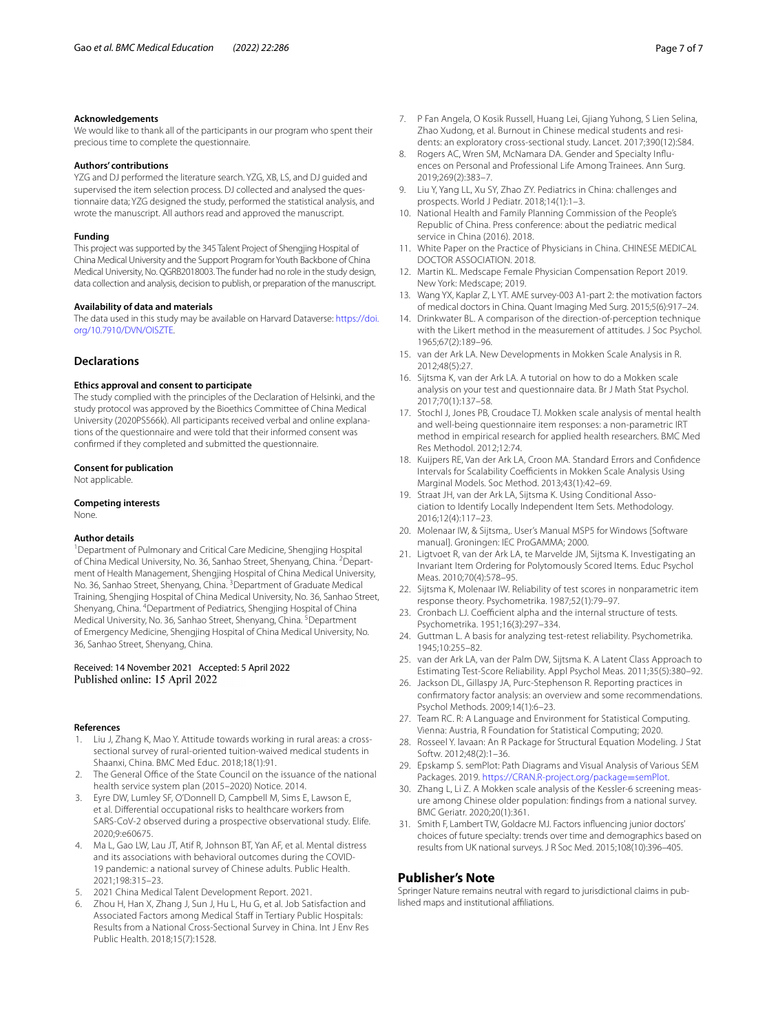### Acknowledgements

We would like to thank all of the participants in our program who spent their precious time to complete the questionnaire.

### Authors' contributions

YZG and DJ performed the literature search. YZG, XB, LS, and DJ guided and supervised the item selection process. DJ collected and analysed the questionnaire data; YZG designed the study, performed the statistical analysis, and wrote the manuscript. All authors read and approved the manuscript.

### Funding

This project was supported by the 345 Talent Project of Shengjing Hospital of China Medical University and the Support Program for Youth Backbone of China Medical University, No. QGRB2018003. The funder had no role in the study design, data collection and analysis, decision to publish, or preparation of the manuscript.

### Availability of data and materials

The data used in this study may be available on Harvard Dataverse: https://doi.org/10.7910/DVN/OISZTE.

## Declarations

### Ethics approval and consent to participate

The study complied with the principles of the Declaration of Helsinki, and the study protocol was approved by the Bioethics Committee of China Medical University (2020PS566k). All participants received verbal and online explanations of the questionnaire and were told that their informed consent was confirmed if they completed and submitted the questionnaire.

### Consent for publication

Not applicable.

### Competing interests

None.

### Author details

[1]Department of Pulmonary and Critical Care Medicine, Shengjing Hospital of China Medical University, No. 36, Sanhao Street, Shenyang, China. [2]Department of Health Management, Shengjing Hospital of China Medical University, No. 36, Sanhao Street, Shenyang, China. [3]Department of Graduate Medical Training, Shengjing Hospital of China Medical University, No. 36, Sanhao Street, Shenyang, China. [4]Department of Pediatrics, Shengjing Hospital of China Medical University, No. 36, Sanhao Street, Shenyang, China. [5]Department of Emergency Medicine, Shengjing Hospital of China Medical University, No. 36, Sanhao Street, Shenyang, China.

Received: 14 November 2021 Accepted: 5 April 2022
Published online: 15 April 2022

### References

1. Liu J, Zhang K, Mao Y. Attitude towards working in rural areas: a cross-sectional survey of rural-oriented tuition-waived medical students in Shaanxi, China. BMC Med Educ. 2018;18(1):91.
2. The General Office of the State Council on the issuance of the national health service system plan (2015–2020) Notice. 2014.
3. Eyre DW, Lumley SF, O'Donnell D, Campbell M, Sims E, Lawson E, et al. Differential occupational risks to healthcare workers from SARS-CoV-2 observed during a prospective observational study. Elife. 2020;9:e60675.
4. Ma L, Gao LW, Lau JT, Atif R, Johnson BT, Yan AF, et al. Mental distress and its associations with behavioral outcomes during the COVID-19 pandemic: a national survey of Chinese adults. Public Health. 2021;198:315–23.
5. 2021 China Medical Talent Development Report. 2021.
6. Zhou H, Han X, Zhang J, Sun J, Hu L, Hu G, et al. Job Satisfaction and Associated Factors among Medical Staff in Tertiary Public Hospitals: Results from a National Cross-Sectional Survey in China. Int J Env Res Public Health. 2018;15(7):1528.
7. P Fan Angela, O Kosik Russell, Huang Lei, Gjiang Yuhong, S Lien Selina, Zhao Xudong, et al. Burnout in Chinese medical students and residents: an exploratory cross-sectional study. Lancet. 2017;390(12):S84.
8. Rogers AC, Wren SM, McNamara DA. Gender and Specialty Influences on Personal and Professional Life Among Trainees. Ann Surg. 2019;269(2):383–7.
9. Liu Y, Yang LL, Xu SY, Zhao ZY. Pediatrics in China: challenges and prospects. World J Pediatr. 2018;14(1):1–3.
10. National Health and Family Planning Commission of the People's Republic of China. Press conference: about the pediatric medical service in China (2016). 2018.
11. White Paper on the Practice of Physicians in China. CHINESE MEDICAL DOCTOR ASSOCIATION. 2018.
12. Martin KL. Medscape Female Physician Compensation Report 2019. New York: Medscape; 2019.
13. Wang YX, Kaplar Z, L YT. AME survey-003 A1-part 2: the motivation factors of medical doctors in China. Quant Imaging Med Surg. 2015;5(6):917–24.
14. Drinkwater BL. A comparison of the direction-of-perception technique with the Likert method in the measurement of attitudes. J Soc Psychol. 1965;67(2):189–96.
15. van der Ark LA. New Developments in Mokken Scale Analysis in R. 2012;48(5):27.
16. Sijtsma K, van der Ark LA. A tutorial on how to do a Mokken scale analysis on your test and questionnaire data. Br J Math Stat Psychol. 2017;70(1):137–58.
17. Stochl J, Jones PB, Croudace TJ. Mokken scale analysis of mental health and well-being questionnaire item responses: a non-parametric IRT method in empirical research for applied health researchers. BMC Med Res Methodol. 2012;12:74.
18. Kuijpers RE, Van der Ark LA, Croon MA. Standard Errors and Confidence Intervals for Scalability Coefficients in Mokken Scale Analysis Using Marginal Models. Soc Method. 2013;43(1):42–69.
19. Straat JH, van der Ark LA, Sijtsma K. Using Conditional Association to Identify Locally Independent Item Sets. Methodology. 2016;12(4):117–23.
20. Molenaar IW, & Sijtsma,. User's Manual MSP5 for Windows [Software manual]. Groningen: IEC ProGAMMA; 2000.
21. Ligtvoet R, van der Ark LA, te Marvelde JM, Sijtsma K. Investigating an Invariant Item Ordering for Polytomously Scored Items. Educ Psychol Meas. 2010;70(4):578–95.
22. Sijtsma K, Molenaar IW. Reliability of test scores in nonparametric item response theory. Psychometrika. 1987;52(1):79–97.
23. Cronbach LJ. Coefficient alpha and the internal structure of tests. Psychometrika. 1951;16(3):297–334.
24. Guttman L. A basis for analyzing test-retest reliability. Psychometrika. 1945;10:255–82.
25. van der Ark LA, van der Palm DW, Sijtsma K. A Latent Class Approach to Estimating Test-Score Reliability. Appl Psychol Meas. 2011;35(5):380–92.
26. Jackson DL, Gillaspy JA, Purc-Stephenson R. Reporting practices in confirmatory factor analysis: an overview and some recommendations. Psychol Methods. 2009;14(1):6–23.
27. Team RC. R: A Language and Environment for Statistical Computing. Vienna: Austria, R Foundation for Statistical Computing; 2020.
28. Rosseel Y. lavaan: An R Package for Structural Equation Modeling. J Stat Softw. 2012;48(2):1–36.
29. Epskamp S. semPlot: Path Diagrams and Visual Analysis of Various SEM Packages. 2019. https://CRAN.R-project.org/package=semPlot.
30. Zhang L, Li Z. A Mokken scale analysis of the Kessler-6 screening measure among Chinese older population: findings from a national survey. BMC Geriatr. 2020;20(1):361.
31. Smith F, Lambert TW, Goldacre MJ. Factors influencing junior doctors' choices of future specialty: trends over time and demographics based on results from UK national surveys. J R Soc Med. 2015;108(10):396–405.

## Publisher's Note

Springer Nature remains neutral with regard to jurisdictional claims in published maps and institutional affiliations.